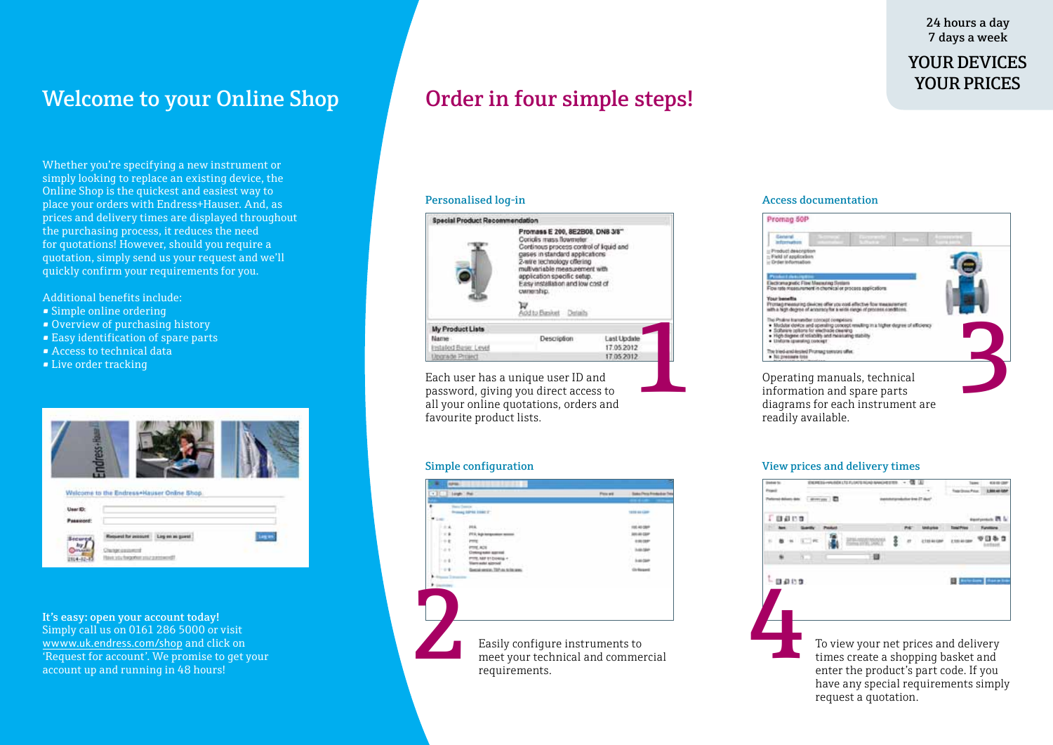24 hours a day
7 days a week

YOUR DEVICES
YOUR PRICES

# Welcome to your Online Shop

Whether you're specifying a new instrument or simply looking to replace an existing device, the Online Shop is the quickest and easiest way to place your orders with Endress+Hauser. And, as prices and delivery times are displayed throughout the purchasing process, it reduces the need for quotations! However, should you require a quotation, simply send us your request and we'll quickly confirm your requirements for you.

Additional benefits include:

- Simple online ordering
- Overview of purchasing history
- Easy identification of spare parts
- Access to technical data
- Live order tracking

**It's easy: open your account today!**
Simply call us on 0161 286 5000 or visit wwww.uk.endress.com/shop and click on 'Request for account'. We promise to get your account up and running in 48 hours!

# Order in four simple steps!

## 1 Personalised log-in

Each user has a unique user ID and password, giving you direct access to all your online quotations, orders and favourite product lists.

## 2 Simple configuration

Easily configure instruments to meet your technical and commercial requirements.

## 3 Access documentation

Operating manuals, technical information and spare parts diagrams for each instrument are readily available.

## 4 View prices and delivery times

To view your net prices and delivery times create a shopping basket and enter the product's part code. If you have any special requirements simply request a quotation.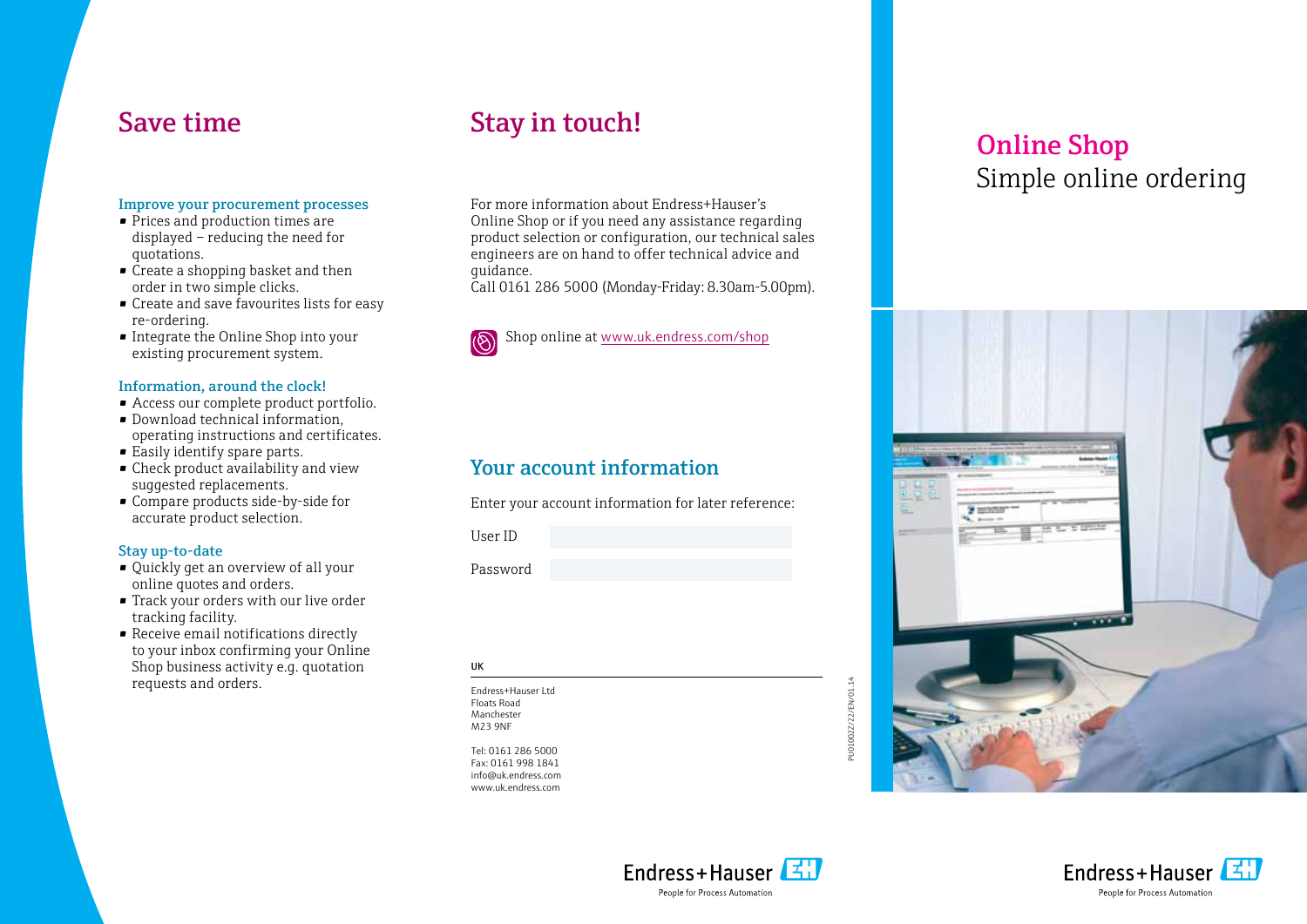## Save time

### Improve your procurement processes

- Prices and production times are displayed – reducing the need for quotations.
- Create a shopping basket and then order in two simple clicks.
- Create and save favourites lists for easy re-ordering.
- Integrate the Online Shop into your existing procurement system.

### Information, around the clock!

- Access our complete product portfolio.
- Download technical information, operating instructions and certificates.
- Easily identify spare parts.
- Check product availability and view suggested replacements.
- Compare products side-by-side for accurate product selection.

### Stay up-to-date

- Quickly get an overview of all your online quotes and orders.
- Track your orders with our live order tracking facility.
- Receive email notifications directly to your inbox confirming your Online Shop business activity e.g. quotation requests and orders.

## Stay in touch!

For more information about Endress+Hauser's Online Shop or if you need any assistance regarding product selection or configuration, our technical sales engineers are on hand to offer technical advice and guidance.
Call 0161 286 5000 (Monday-Friday: 8.30am-5.00pm).

Shop online at www.uk.endress.com/shop

## Your account information

Enter your account information for later reference:

User ID

Password

**UK**

Endress+Hauser Ltd
Floats Road
Manchester
M23 9NF

Tel: 0161 286 5000
Fax: 0161 998 1841
info@uk.endress.com
www.uk.endress.com

PU01002Z/22/EN/01.14

Endress+Hauser
People for Process Automation

# Online Shop

Simple online ordering

Endress+Hauser
People for Process Automation